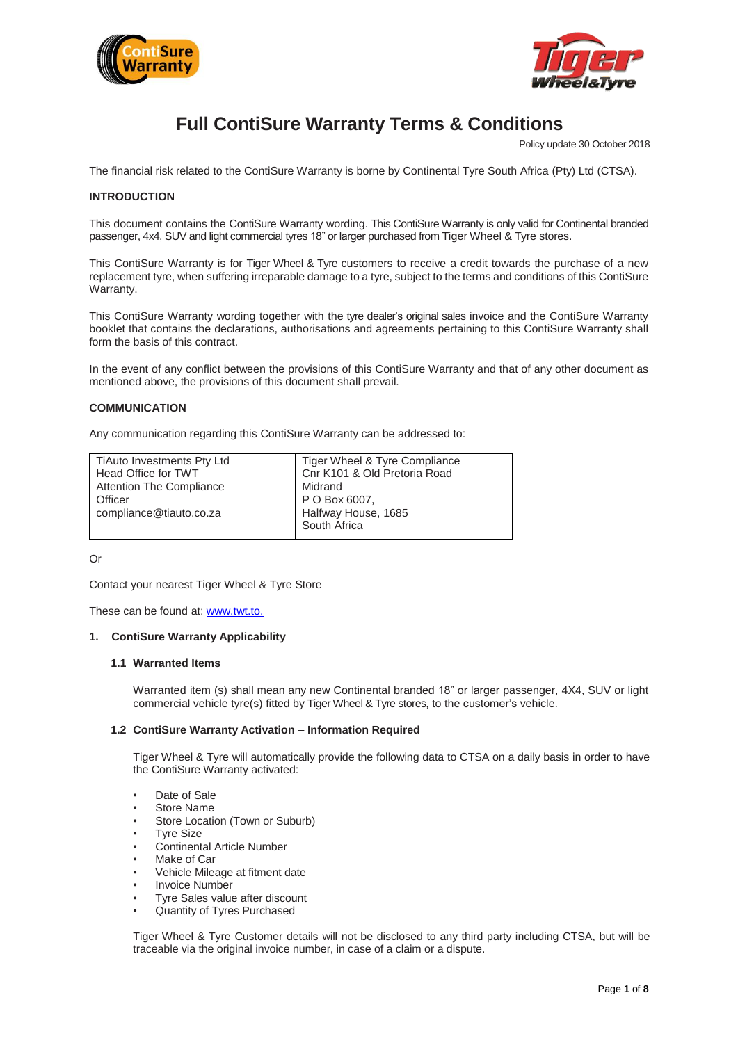# Full ContiSure Warranty Terms & Conditions

Policy update 30 October 2018

The financial risk related to the ContiSure Warranty is borne by Continental Tyre South Africa (Pty) Ltd (CTSA).

**INTRODUCTION**

This document contains the ContiSure Warranty wording. This ContiSure Warranty is only valid for Continental branded passenger, 4x4, SUV and light commercial tyres 18" or larger purchased from Tiger Wheel & Tyre stores.

This ContiSure Warranty is for Tiger Wheel & Tyre customers to receive a credit towards the purchase of a new replacement tyre, when suffering irreparable damage to a tyre, subject to the terms and conditions of this ContiSure Warranty.

This ContiSure Warranty wording together with the tyre dealer's original sales invoice and the ContiSure Warranty booklet that contains the declarations, authorisations and agreements pertaining to this ContiSure Warranty shall form the basis of this contract.

In the event of any conflict between the provisions of this ContiSure Warranty and that of any other document as mentioned above, the provisions of this document shall prevail.

**COMMUNICATION**

Any communication regarding this ContiSure Warranty can be addressed to:

| TiAuto Investments Pty Ltd<br>Head Office for TWT<br>Attention The Compliance Officer<br>compliance@tiauto.co.za | Tiger Wheel & Tyre Compliance<br>Cnr K101 & Old Pretoria Road<br>Midrand<br>P O Box 6007,<br>Halfway House, 1685<br>South Africa |
|---|---|

Or

Contact your nearest Tiger Wheel & Tyre Store

These can be found at: www.twt.to.

## 1. ContiSure Warranty Applicability

### 1.1 Warranted Items

Warranted item (s) shall mean any new Continental branded 18" or larger passenger, 4X4, SUV or light commercial vehicle tyre(s) fitted by Tiger Wheel & Tyre stores, to the customer's vehicle.

### 1.2 ContiSure Warranty Activation – Information Required

Tiger Wheel & Tyre will automatically provide the following data to CTSA on a daily basis in order to have the ContiSure Warranty activated:

- Date of Sale
- Store Name
- Store Location (Town or Suburb)
- Tyre Size
- Continental Article Number
- Make of Car
- Vehicle Mileage at fitment date
- Invoice Number
- Tyre Sales value after discount
- Quantity of Tyres Purchased

Tiger Wheel & Tyre Customer details will not be disclosed to any third party including CTSA, but will be traceable via the original invoice number, in case of a claim or a dispute.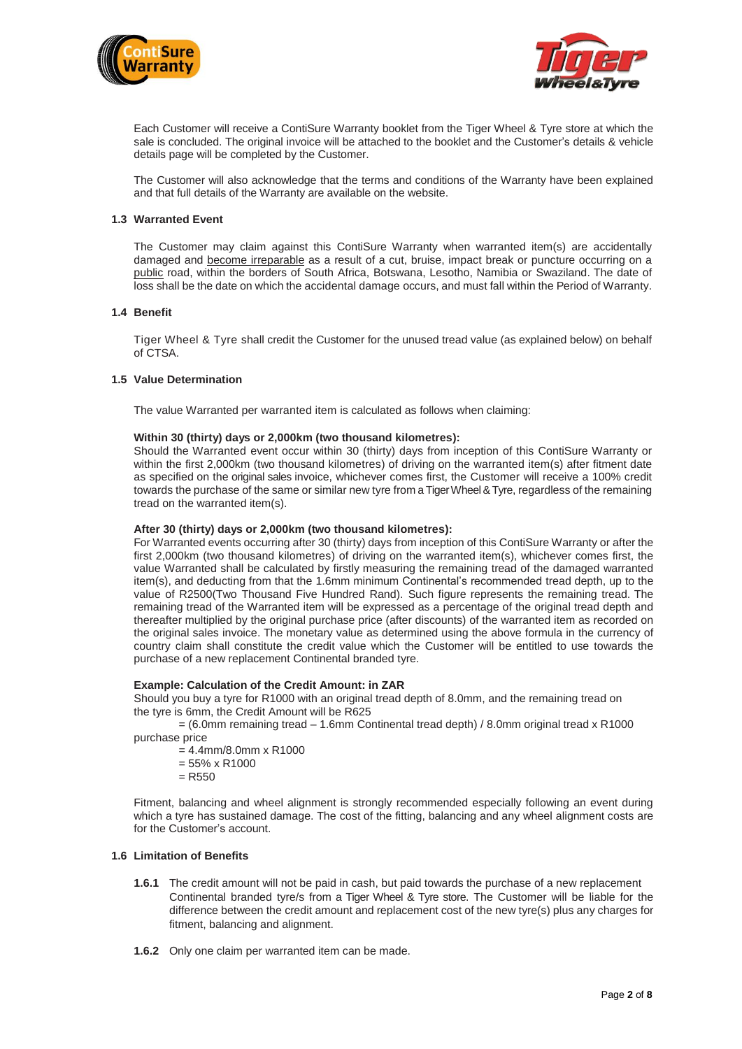Each Customer will receive a ContiSure Warranty booklet from the Tiger Wheel & Tyre store at which the sale is concluded. The original invoice will be attached to the booklet and the Customer's details & vehicle details page will be completed by the Customer.

The Customer will also acknowledge that the terms and conditions of the Warranty have been explained and that full details of the Warranty are available on the website.

### 1.3 Warranted Event

The Customer may claim against this ContiSure Warranty when warranted item(s) are accidentally damaged and become irreparable as a result of a cut, bruise, impact break or puncture occurring on a public road, within the borders of South Africa, Botswana, Lesotho, Namibia or Swaziland. The date of loss shall be the date on which the accidental damage occurs, and must fall within the Period of Warranty.

### 1.4 Benefit

Tiger Wheel & Tyre shall credit the Customer for the unused tread value (as explained below) on behalf of CTSA.

### 1.5 Value Determination

The value Warranted per warranted item is calculated as follows when claiming:

**Within 30 (thirty) days or 2,000km (two thousand kilometres):**
Should the Warranted event occur within 30 (thirty) days from inception of this ContiSure Warranty or within the first 2,000km (two thousand kilometres) of driving on the warranted item(s) after fitment date as specified on the original sales invoice, whichever comes first, the Customer will receive a 100% credit towards the purchase of the same or similar new tyre from a Tiger Wheel & Tyre, regardless of the remaining tread on the warranted item(s).

**After 30 (thirty) days or 2,000km (two thousand kilometres):**
For Warranted events occurring after 30 (thirty) days from inception of this ContiSure Warranty or after the first 2,000km (two thousand kilometres) of driving on the warranted item(s), whichever comes first, the value Warranted shall be calculated by firstly measuring the remaining tread of the damaged warranted item(s), and deducting from that the 1.6mm minimum Continental's recommended tread depth, up to the value of R2500(Two Thousand Five Hundred Rand). Such figure represents the remaining tread. The remaining tread of the Warranted item will be expressed as a percentage of the original tread depth and thereafter multiplied by the original purchase price (after discounts) of the warranted item as recorded on the original sales invoice. The monetary value as determined using the above formula in the currency of country claim shall constitute the credit value which the Customer will be entitled to use towards the purchase of a new replacement Continental branded tyre.

**Example: Calculation of the Credit Amount: in ZAR**
Should you buy a tyre for R1000 with an original tread depth of 8.0mm, and the remaining tread on the tyre is 6mm, the Credit Amount will be R625

= (6.0mm remaining tread – 1.6mm Continental tread depth) / 8.0mm original tread x R1000 purchase price
= 4.4mm/8.0mm x R1000
= 55% x R1000
= R550

Fitment, balancing and wheel alignment is strongly recommended especially following an event during which a tyre has sustained damage. The cost of the fitting, balancing and any wheel alignment costs are for the Customer's account.

### 1.6 Limitation of Benefits

**1.6.1** The credit amount will not be paid in cash, but paid towards the purchase of a new replacement Continental branded tyre/s from a Tiger Wheel & Tyre store. The Customer will be liable for the difference between the credit amount and replacement cost of the new tyre(s) plus any charges for fitment, balancing and alignment.

**1.6.2** Only one claim per warranted item can be made.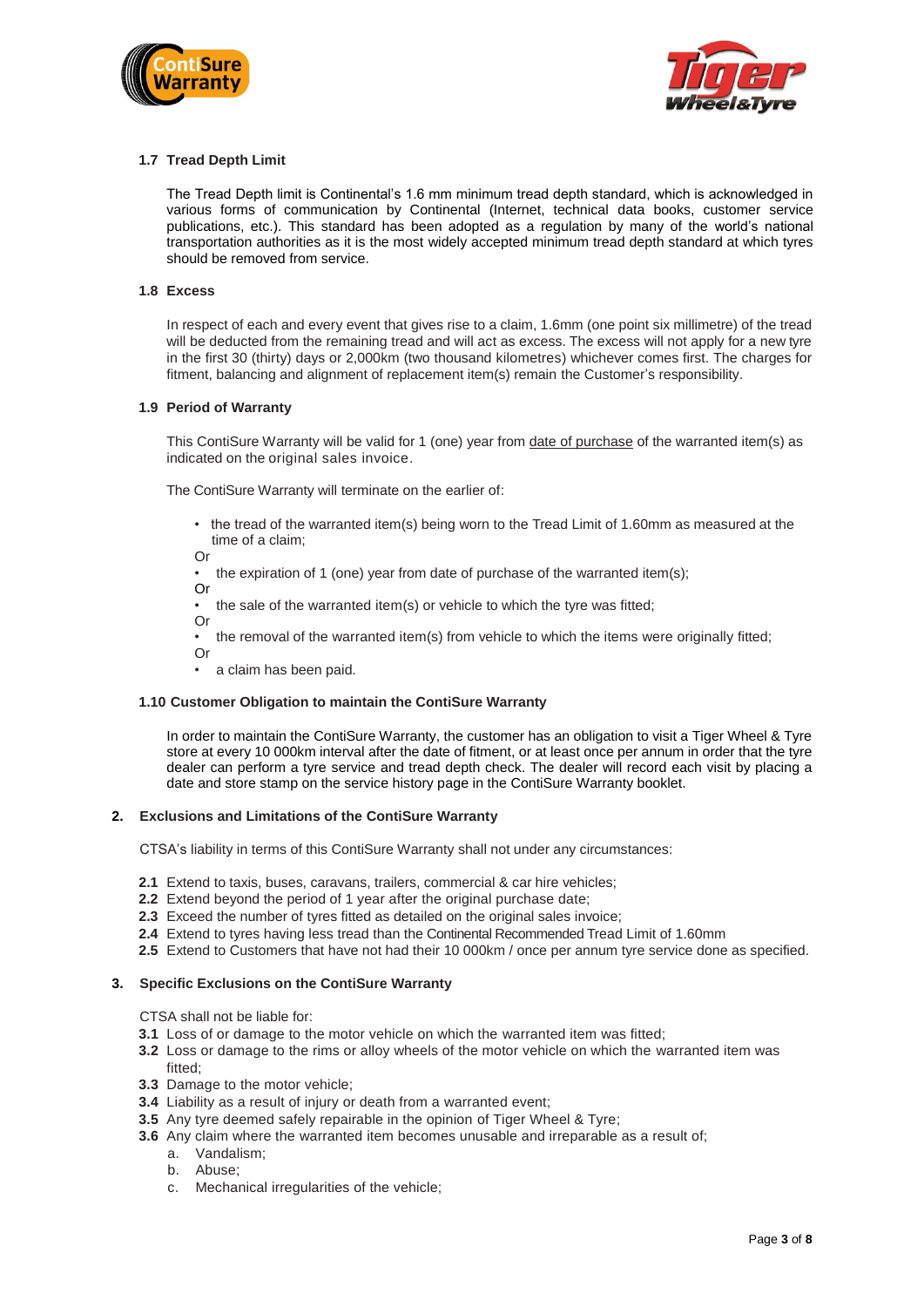### 1.7 Tread Depth Limit

The Tread Depth limit is Continental's 1.6 mm minimum tread depth standard, which is acknowledged in various forms of communication by Continental (Internet, technical data books, customer service publications, etc.). This standard has been adopted as a regulation by many of the world's national transportation authorities as it is the most widely accepted minimum tread depth standard at which tyres should be removed from service.

### 1.8 Excess

In respect of each and every event that gives rise to a claim, 1.6mm (one point six millimetre) of the tread will be deducted from the remaining tread and will act as excess. The excess will not apply for a new tyre in the first 30 (thirty) days or 2,000km (two thousand kilometres) whichever comes first. The charges for fitment, balancing and alignment of replacement item(s) remain the Customer's responsibility.

### 1.9 Period of Warranty

This ContiSure Warranty will be valid for 1 (one) year from date of purchase of the warranted item(s) as indicated on the original sales invoice.

The ContiSure Warranty will terminate on the earlier of:

- the tread of the warranted item(s) being worn to the Tread Limit of 1.60mm as measured at the time of a claim;

Or

- the expiration of 1 (one) year from date of purchase of the warranted item(s);

Or

- the sale of the warranted item(s) or vehicle to which the tyre was fitted;

Or

- the removal of the warranted item(s) from vehicle to which the items were originally fitted;

Or

- a claim has been paid.

### 1.10 Customer Obligation to maintain the ContiSure Warranty

In order to maintain the ContiSure Warranty, the customer has an obligation to visit a Tiger Wheel & Tyre store at every 10 000km interval after the date of fitment, or at least once per annum in order that the tyre dealer can perform a tyre service and tread depth check. The dealer will record each visit by placing a date and store stamp on the service history page in the ContiSure Warranty booklet.

## 2. Exclusions and Limitations of the ContiSure Warranty

CTSA's liability in terms of this ContiSure Warranty shall not under any circumstances:

**2.1** Extend to taxis, buses, caravans, trailers, commercial & car hire vehicles;
**2.2** Extend beyond the period of 1 year after the original purchase date;
**2.3** Exceed the number of tyres fitted as detailed on the original sales invoice;
**2.4** Extend to tyres having less tread than the Continental Recommended Tread Limit of 1.60mm
**2.5** Extend to Customers that have not had their 10 000km / once per annum tyre service done as specified.

## 3. Specific Exclusions on the ContiSure Warranty

CTSA shall not be liable for:

**3.1** Loss of or damage to the motor vehicle on which the warranted item was fitted;
**3.2** Loss or damage to the rims or alloy wheels of the motor vehicle on which the warranted item was fitted;
**3.3** Damage to the motor vehicle;
**3.4** Liability as a result of injury or death from a warranted event;
**3.5** Any tyre deemed safely repairable in the opinion of Tiger Wheel & Tyre;
**3.6** Any claim where the warranted item becomes unusable and irreparable as a result of;

a. Vandalism;
b. Abuse;
c. Mechanical irregularities of the vehicle;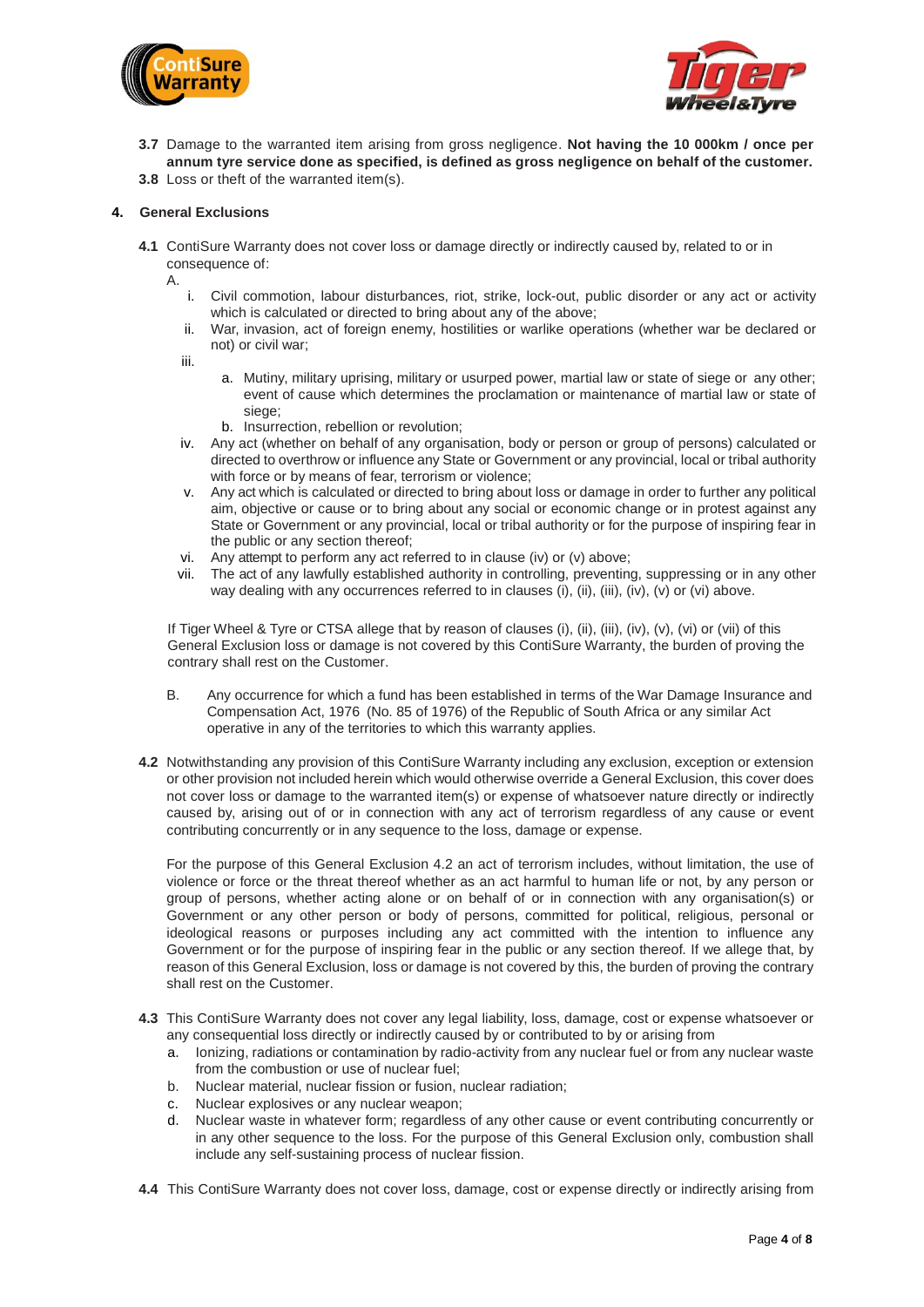**3.7** Damage to the warranted item arising from gross negligence. **Not having the 10 000km / once per annum tyre service done as specified, is defined as gross negligence on behalf of the customer.**

**3.8** Loss or theft of the warranted item(s).

## 4. General Exclusions

**4.1** ContiSure Warranty does not cover loss or damage directly or indirectly caused by, related to or in consequence of:

A.

i. Civil commotion, labour disturbances, riot, strike, lock-out, public disorder or any act or activity which is calculated or directed to bring about any of the above;

ii. War, invasion, act of foreign enemy, hostilities or warlike operations (whether war be declared or not) or civil war;

iii.

a. Mutiny, military uprising, military or usurped power, martial law or state of siege or any other; event of cause which determines the proclamation or maintenance of martial law or state of siege;

b. Insurrection, rebellion or revolution;

iv. Any act (whether on behalf of any organisation, body or person or group of persons) calculated or directed to overthrow or influence any State or Government or any provincial, local or tribal authority with force or by means of fear, terrorism or violence;

v. Any act which is calculated or directed to bring about loss or damage in order to further any political aim, objective or cause or to bring about any social or economic change or in protest against any State or Government or any provincial, local or tribal authority or for the purpose of inspiring fear in the public or any section thereof;

vi. Any attempt to perform any act referred to in clause (iv) or (v) above;

vii. The act of any lawfully established authority in controlling, preventing, suppressing or in any other way dealing with any occurrences referred to in clauses (i), (ii), (iii), (iv), (v) or (vi) above.

If Tiger Wheel & Tyre or CTSA allege that by reason of clauses (i), (ii), (iii), (iv), (v), (vi) or (vii) of this General Exclusion loss or damage is not covered by this ContiSure Warranty, the burden of proving the contrary shall rest on the Customer.

B. Any occurrence for which a fund has been established in terms of the War Damage Insurance and Compensation Act, 1976 (No. 85 of 1976) of the Republic of South Africa or any similar Act operative in any of the territories to which this warranty applies.

**4.2** Notwithstanding any provision of this ContiSure Warranty including any exclusion, exception or extension or other provision not included herein which would otherwise override a General Exclusion, this cover does not cover loss or damage to the warranted item(s) or expense of whatsoever nature directly or indirectly caused by, arising out of or in connection with any act of terrorism regardless of any cause or event contributing concurrently or in any sequence to the loss, damage or expense.

For the purpose of this General Exclusion 4.2 an act of terrorism includes, without limitation, the use of violence or force or the threat thereof whether as an act harmful to human life or not, by any person or group of persons, whether acting alone or on behalf of or in connection with any organisation(s) or Government or any other person or body of persons, committed for political, religious, personal or ideological reasons or purposes including any act committed with the intention to influence any Government or for the purpose of inspiring fear in the public or any section thereof. If we allege that, by reason of this General Exclusion, loss or damage is not covered by this, the burden of proving the contrary shall rest on the Customer.

**4.3** This ContiSure Warranty does not cover any legal liability, loss, damage, cost or expense whatsoever or any consequential loss directly or indirectly caused by or contributed to by or arising from

a. Ionizing, radiations or contamination by radio-activity from any nuclear fuel or from any nuclear waste from the combustion or use of nuclear fuel;

b. Nuclear material, nuclear fission or fusion, nuclear radiation;

c. Nuclear explosives or any nuclear weapon;

d. Nuclear waste in whatever form; regardless of any other cause or event contributing concurrently or in any other sequence to the loss. For the purpose of this General Exclusion only, combustion shall include any self-sustaining process of nuclear fission.

**4.4** This ContiSure Warranty does not cover loss, damage, cost or expense directly or indirectly arising from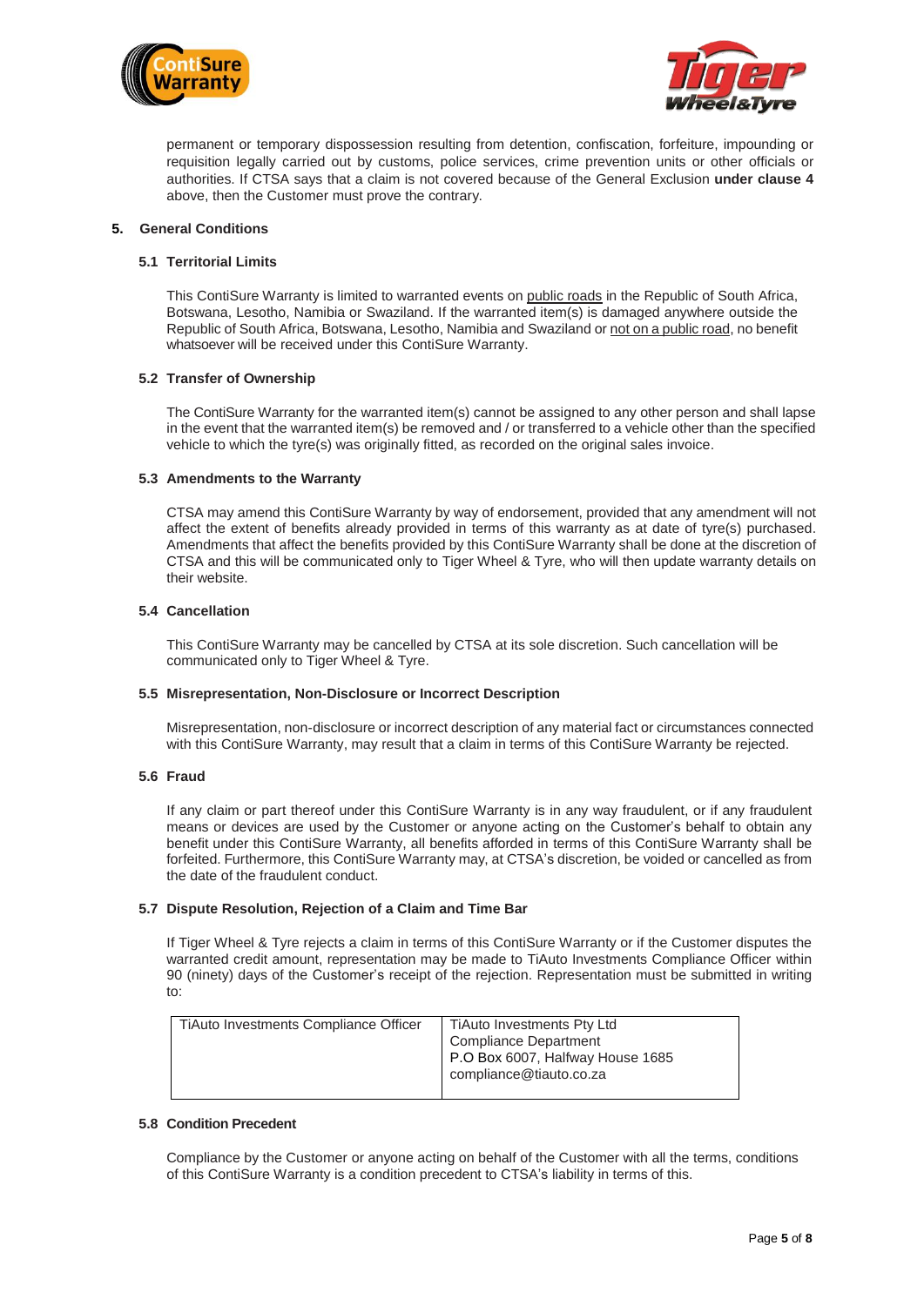permanent or temporary dispossession resulting from detention, confiscation, forfeiture, impounding or requisition legally carried out by customs, police services, crime prevention units or other officials or authorities. If CTSA says that a claim is not covered because of the General Exclusion **under clause 4** above, then the Customer must prove the contrary.

## 5. General Conditions

### 5.1 Territorial Limits

This ContiSure Warranty is limited to warranted events on public roads in the Republic of South Africa, Botswana, Lesotho, Namibia or Swaziland. If the warranted item(s) is damaged anywhere outside the Republic of South Africa, Botswana, Lesotho, Namibia and Swaziland or not on a public road, no benefit whatsoever will be received under this ContiSure Warranty.

### 5.2 Transfer of Ownership

The ContiSure Warranty for the warranted item(s) cannot be assigned to any other person and shall lapse in the event that the warranted item(s) be removed and / or transferred to a vehicle other than the specified vehicle to which the tyre(s) was originally fitted, as recorded on the original sales invoice.

### 5.3 Amendments to the Warranty

CTSA may amend this ContiSure Warranty by way of endorsement, provided that any amendment will not affect the extent of benefits already provided in terms of this warranty as at date of tyre(s) purchased. Amendments that affect the benefits provided by this ContiSure Warranty shall be done at the discretion of CTSA and this will be communicated only to Tiger Wheel & Tyre, who will then update warranty details on their website.

### 5.4 Cancellation

This ContiSure Warranty may be cancelled by CTSA at its sole discretion. Such cancellation will be communicated only to Tiger Wheel & Tyre.

### 5.5 Misrepresentation, Non-Disclosure or Incorrect Description

Misrepresentation, non-disclosure or incorrect description of any material fact or circumstances connected with this ContiSure Warranty, may result that a claim in terms of this ContiSure Warranty be rejected.

### 5.6 Fraud

If any claim or part thereof under this ContiSure Warranty is in any way fraudulent, or if any fraudulent means or devices are used by the Customer or anyone acting on the Customer's behalf to obtain any benefit under this ContiSure Warranty, all benefits afforded in terms of this ContiSure Warranty shall be forfeited. Furthermore, this ContiSure Warranty may, at CTSA's discretion, be voided or cancelled as from the date of the fraudulent conduct.

### 5.7 Dispute Resolution, Rejection of a Claim and Time Bar

If Tiger Wheel & Tyre rejects a claim in terms of this ContiSure Warranty or if the Customer disputes the warranted credit amount, representation may be made to TiAuto Investments Compliance Officer within 90 (ninety) days of the Customer's receipt of the rejection. Representation must be submitted in writing to:

| TiAuto Investments Compliance Officer | TiAuto Investments Pty Ltd<br>Compliance Department<br>P.O Box 6007, Halfway House 1685<br>compliance@tiauto.co.za |
|---|---|

### 5.8 Condition Precedent

Compliance by the Customer or anyone acting on behalf of the Customer with all the terms, conditions of this ContiSure Warranty is a condition precedent to CTSA's liability in terms of this.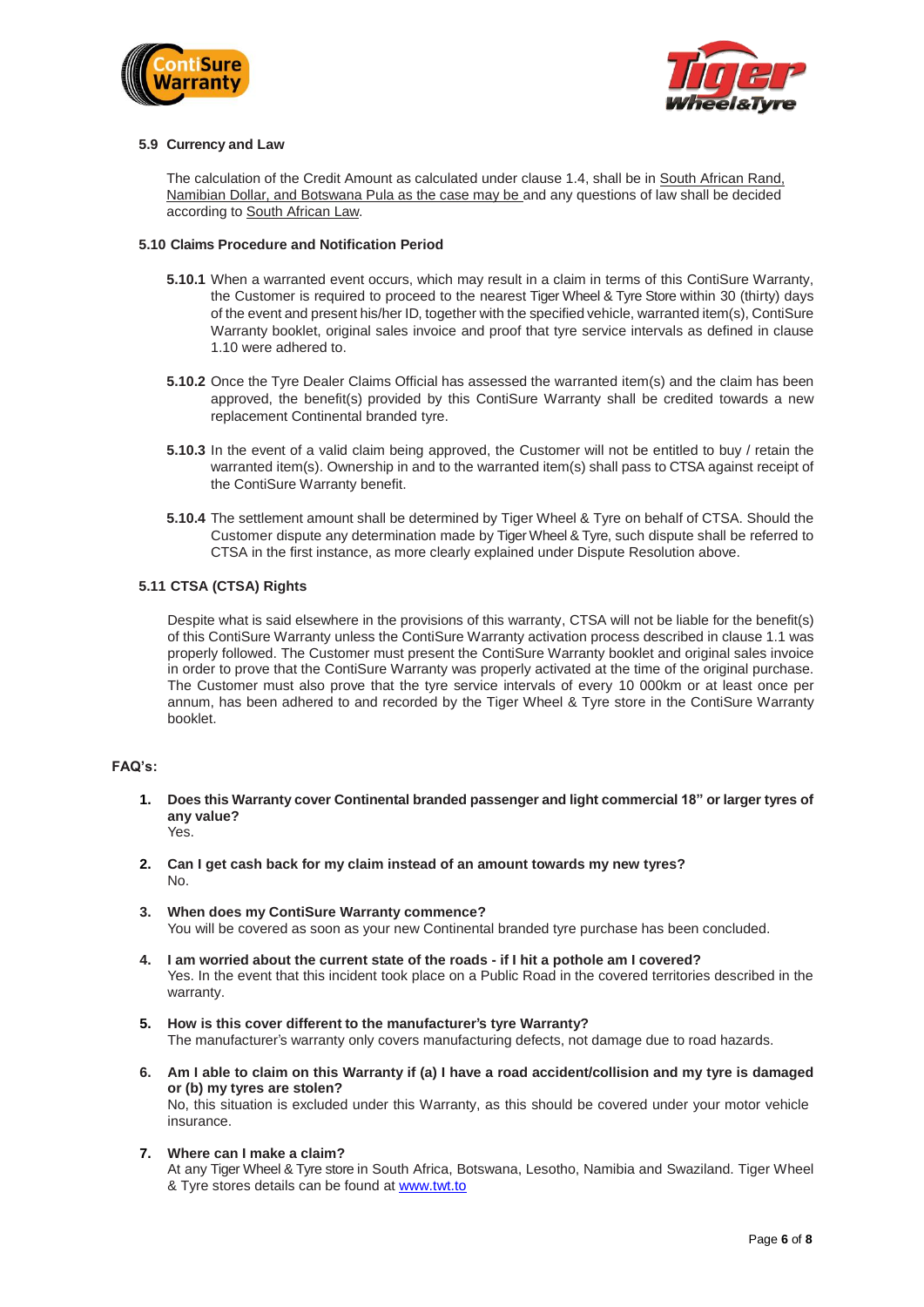### 5.9 Currency and Law

The calculation of the Credit Amount as calculated under clause 1.4, shall be in South African Rand, Namibian Dollar, and Botswana Pula as the case may be and any questions of law shall be decided according to South African Law.

### 5.10 Claims Procedure and Notification Period

**5.10.1** When a warranted event occurs, which may result in a claim in terms of this ContiSure Warranty, the Customer is required to proceed to the nearest Tiger Wheel & Tyre Store within 30 (thirty) days of the event and present his/her ID, together with the specified vehicle, warranted item(s), ContiSure Warranty booklet, original sales invoice and proof that tyre service intervals as defined in clause 1.10 were adhered to.

**5.10.2** Once the Tyre Dealer Claims Official has assessed the warranted item(s) and the claim has been approved, the benefit(s) provided by this ContiSure Warranty shall be credited towards a new replacement Continental branded tyre.

**5.10.3** In the event of a valid claim being approved, the Customer will not be entitled to buy / retain the warranted item(s). Ownership in and to the warranted item(s) shall pass to CTSA against receipt of the ContiSure Warranty benefit.

**5.10.4** The settlement amount shall be determined by Tiger Wheel & Tyre on behalf of CTSA. Should the Customer dispute any determination made by Tiger Wheel & Tyre, such dispute shall be referred to CTSA in the first instance, as more clearly explained under Dispute Resolution above.

### 5.11 CTSA (CTSA) Rights

Despite what is said elsewhere in the provisions of this warranty, CTSA will not be liable for the benefit(s) of this ContiSure Warranty unless the ContiSure Warranty activation process described in clause 1.1 was properly followed. The Customer must present the ContiSure Warranty booklet and original sales invoice in order to prove that the ContiSure Warranty was properly activated at the time of the original purchase. The Customer must also prove that the tyre service intervals of every 10 000km or at least once per annum, has been adhered to and recorded by the Tiger Wheel & Tyre store in the ContiSure Warranty booklet.

## FAQ's:

1. **Does this Warranty cover Continental branded passenger and light commercial 18" or larger tyres of any value?**
   Yes.

2. **Can I get cash back for my claim instead of an amount towards my new tyres?**
   No.

3. **When does my ContiSure Warranty commence?**
   You will be covered as soon as your new Continental branded tyre purchase has been concluded.

4. **I am worried about the current state of the roads - if I hit a pothole am I covered?**
   Yes. In the event that this incident took place on a Public Road in the covered territories described in the warranty.

5. **How is this cover different to the manufacturer's tyre Warranty?**
   The manufacturer's warranty only covers manufacturing defects, not damage due to road hazards.

6. **Am I able to claim on this Warranty if (a) I have a road accident/collision and my tyre is damaged or (b) my tyres are stolen?**
   No, this situation is excluded under this Warranty, as this should be covered under your motor vehicle insurance.

7. **Where can I make a claim?**
   At any Tiger Wheel & Tyre store in South Africa, Botswana, Lesotho, Namibia and Swaziland. Tiger Wheel & Tyre stores details can be found at www.twt.to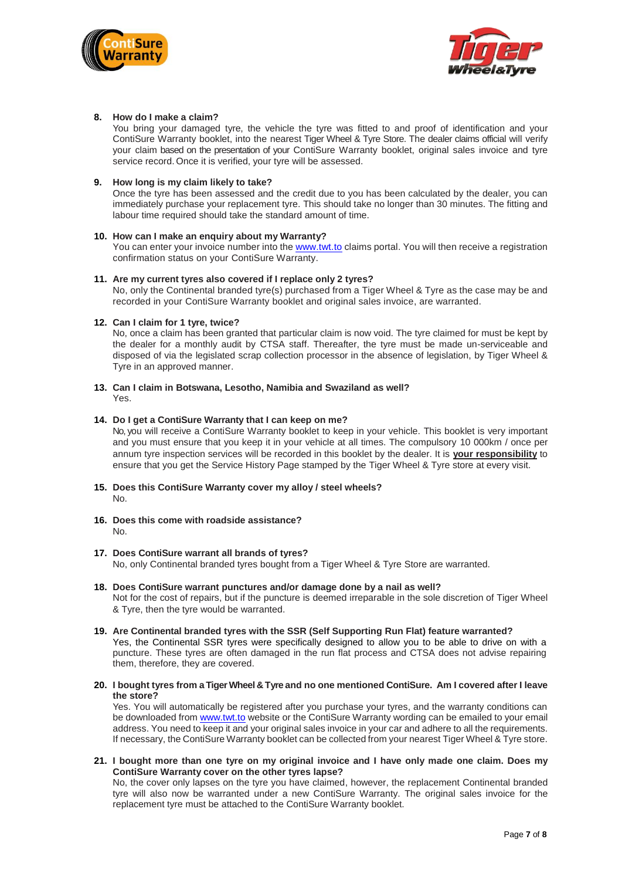8. **How do I make a claim?**
   You bring your damaged tyre, the vehicle the tyre was fitted to and proof of identification and your ContiSure Warranty booklet, into the nearest Tiger Wheel & Tyre Store. The dealer claims official will verify your claim based on the presentation of your ContiSure Warranty booklet, original sales invoice and tyre service record. Once it is verified, your tyre will be assessed.

9. **How long is my claim likely to take?**
   Once the tyre has been assessed and the credit due to you has been calculated by the dealer, you can immediately purchase your replacement tyre. This should take no longer than 30 minutes. The fitting and labour time required should take the standard amount of time.

10. **How can I make an enquiry about my Warranty?**
    You can enter your invoice number into the www.twt.to claims portal. You will then receive a registration confirmation status on your ContiSure Warranty.

11. **Are my current tyres also covered if I replace only 2 tyres?**
    No, only the Continental branded tyre(s) purchased from a Tiger Wheel & Tyre as the case may be and recorded in your ContiSure Warranty booklet and original sales invoice, are warranted.

12. **Can I claim for 1 tyre, twice?**
    No, once a claim has been granted that particular claim is now void. The tyre claimed for must be kept by the dealer for a monthly audit by CTSA staff. Thereafter, the tyre must be made un-serviceable and disposed of via the legislated scrap collection processor in the absence of legislation, by Tiger Wheel & Tyre in an approved manner.

13. **Can I claim in Botswana, Lesotho, Namibia and Swaziland as well?**
    Yes.

14. **Do I get a ContiSure Warranty that I can keep on me?**
    No, you will receive a ContiSure Warranty booklet to keep in your vehicle. This booklet is very important and you must ensure that you keep it in your vehicle at all times. The compulsory 10 000km / once per annum tyre inspection services will be recorded in this booklet by the dealer. It is **your responsibility** to ensure that you get the Service History Page stamped by the Tiger Wheel & Tyre store at every visit.

15. **Does this ContiSure Warranty cover my alloy / steel wheels?**
    No.

16. **Does this come with roadside assistance?**
    No.

17. **Does ContiSure warrant all brands of tyres?**
    No, only Continental branded tyres bought from a Tiger Wheel & Tyre Store are warranted.

18. **Does ContiSure warrant punctures and/or damage done by a nail as well?**
    Not for the cost of repairs, but if the puncture is deemed irreparable in the sole discretion of Tiger Wheel & Tyre, then the tyre would be warranted.

19. **Are Continental branded tyres with the SSR (Self Supporting Run Flat) feature warranted?**
    Yes, the Continental SSR tyres were specifically designed to allow you to be able to drive on with a puncture. These tyres are often damaged in the run flat process and CTSA does not advise repairing them, therefore, they are covered.

20. **I bought tyres from a Tiger Wheel & Tyre and no one mentioned ContiSure. Am I covered after I leave the store?**
    Yes. You will automatically be registered after you purchase your tyres, and the warranty conditions can be downloaded from www.twt.to website or the ContiSure Warranty wording can be emailed to your email address. You need to keep it and your original sales invoice in your car and adhere to all the requirements. If necessary, the ContiSure Warranty booklet can be collected from your nearest Tiger Wheel & Tyre store.

21. **I bought more than one tyre on my original invoice and I have only made one claim. Does my ContiSure Warranty cover on the other tyres lapse?**
    No, the cover only lapses on the tyre you have claimed, however, the replacement Continental branded tyre will also now be warranted under a new ContiSure Warranty. The original sales invoice for the replacement tyre must be attached to the ContiSure Warranty booklet.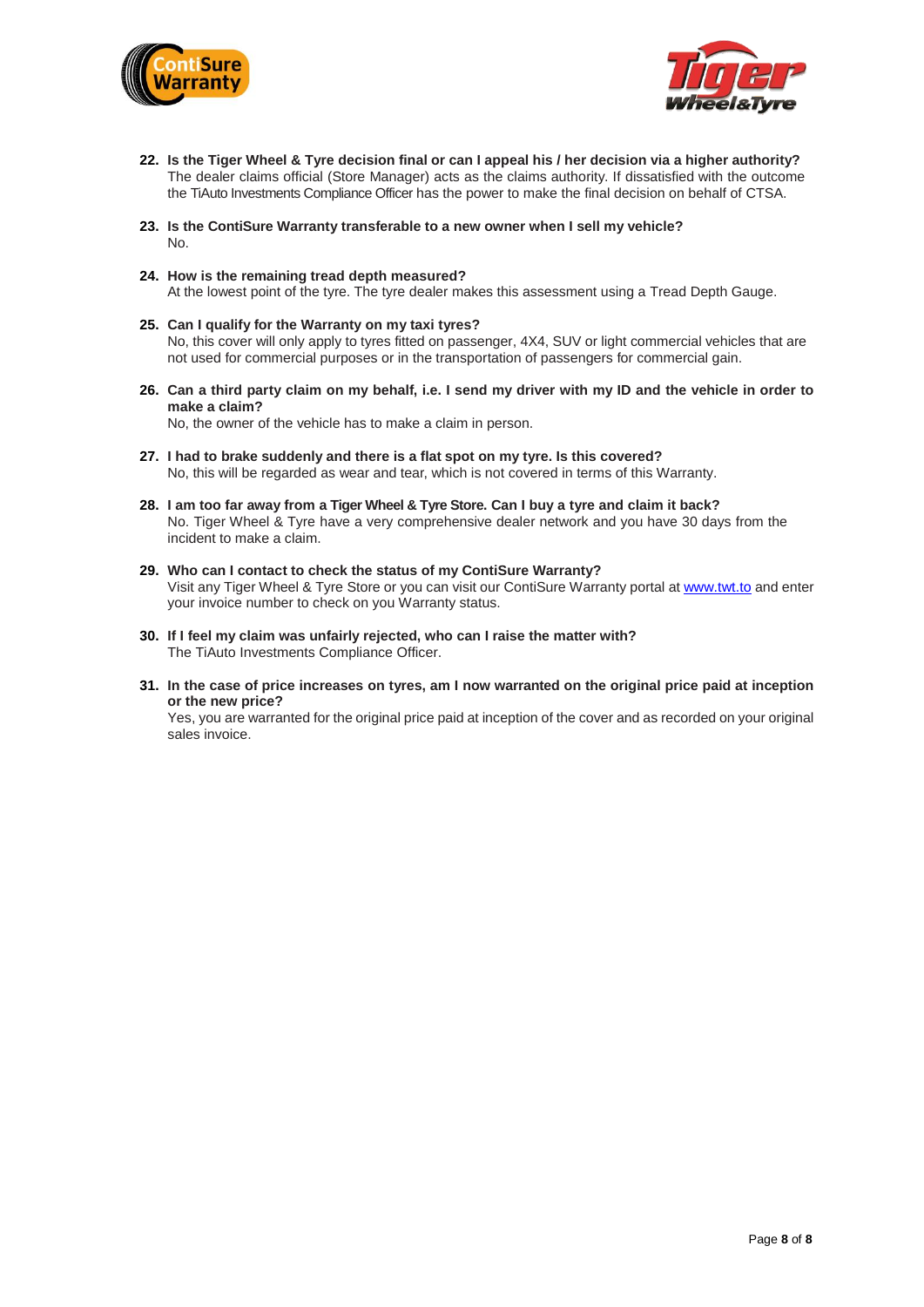22. **Is the Tiger Wheel & Tyre decision final or can I appeal his / her decision via a higher authority?**
    The dealer claims official (Store Manager) acts as the claims authority. If dissatisfied with the outcome the TiAuto Investments Compliance Officer has the power to make the final decision on behalf of CTSA.

23. **Is the ContiSure Warranty transferable to a new owner when I sell my vehicle?**
    No.

24. **How is the remaining tread depth measured?**
    At the lowest point of the tyre. The tyre dealer makes this assessment using a Tread Depth Gauge.

25. **Can I qualify for the Warranty on my taxi tyres?**
    No, this cover will only apply to tyres fitted on passenger, 4X4, SUV or light commercial vehicles that are not used for commercial purposes or in the transportation of passengers for commercial gain.

26. **Can a third party claim on my behalf, i.e. I send my driver with my ID and the vehicle in order to make a claim?**
    No, the owner of the vehicle has to make a claim in person.

27. **I had to brake suddenly and there is a flat spot on my tyre. Is this covered?**
    No, this will be regarded as wear and tear, which is not covered in terms of this Warranty.

28. **I am too far away from a Tiger Wheel & Tyre Store. Can I buy a tyre and claim it back?**
    No. Tiger Wheel & Tyre have a very comprehensive dealer network and you have 30 days from the incident to make a claim.

29. **Who can I contact to check the status of my ContiSure Warranty?**
    Visit any Tiger Wheel & Tyre Store or you can visit our ContiSure Warranty portal at www.twt.to and enter your invoice number to check on you Warranty status.

30. **If I feel my claim was unfairly rejected, who can I raise the matter with?**
    The TiAuto Investments Compliance Officer.

31. **In the case of price increases on tyres, am I now warranted on the original price paid at inception or the new price?**
    Yes, you are warranted for the original price paid at inception of the cover and as recorded on your original sales invoice.